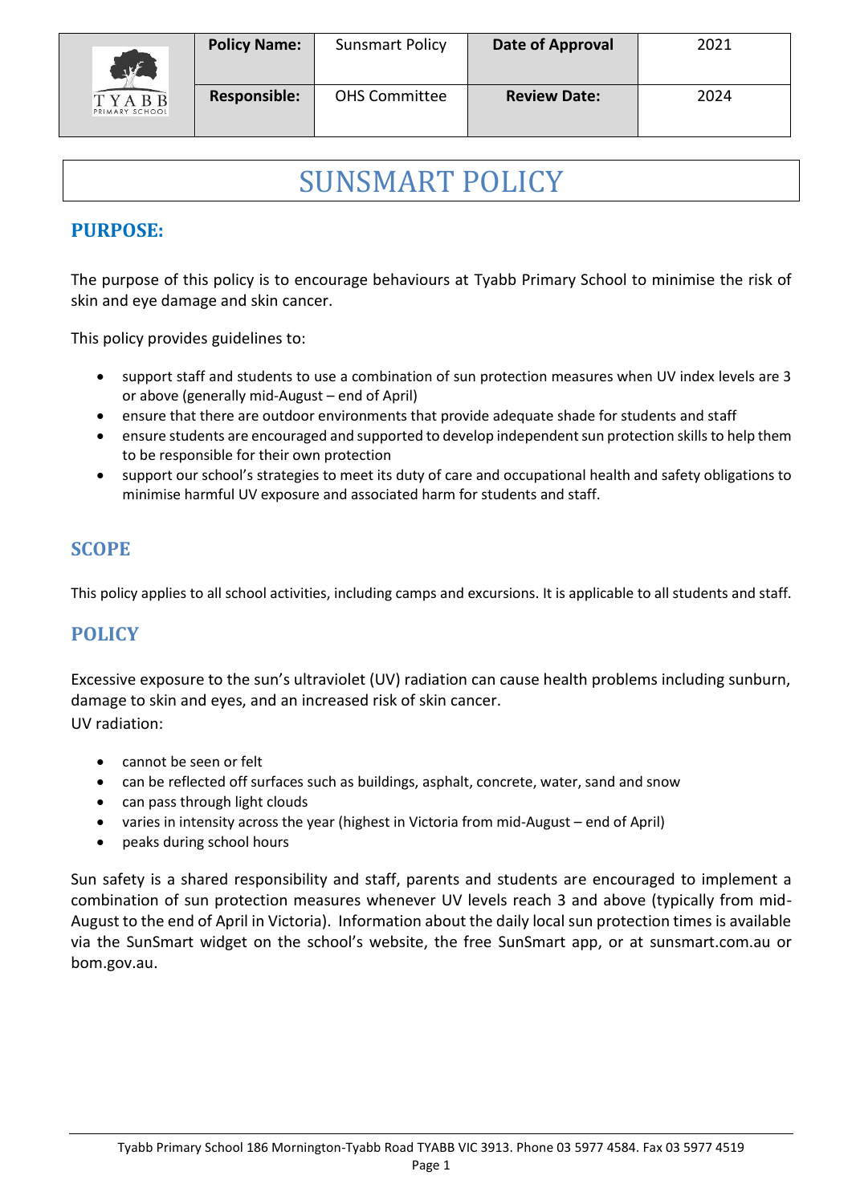| | Policy Name: | Sunsmart Policy | Date of Approval | 2021 |
|---|---|---|---|---|
| TYABB PRIMARY SCHOOL | Responsible: | OHS Committee | Review Date: | 2024 |

# SUNSMART POLICY

## PURPOSE:

The purpose of this policy is to encourage behaviours at Tyabb Primary School to minimise the risk of skin and eye damage and skin cancer.

This policy provides guidelines to:

- support staff and students to use a combination of sun protection measures when UV index levels are 3 or above (generally mid-August – end of April)
- ensure that there are outdoor environments that provide adequate shade for students and staff
- ensure students are encouraged and supported to develop independent sun protection skills to help them to be responsible for their own protection
- support our school's strategies to meet its duty of care and occupational health and safety obligations to minimise harmful UV exposure and associated harm for students and staff.

## SCOPE

This policy applies to all school activities, including camps and excursions. It is applicable to all students and staff.

## POLICY

Excessive exposure to the sun's ultraviolet (UV) radiation can cause health problems including sunburn, damage to skin and eyes, and an increased risk of skin cancer.
UV radiation:

- cannot be seen or felt
- can be reflected off surfaces such as buildings, asphalt, concrete, water, sand and snow
- can pass through light clouds
- varies in intensity across the year (highest in Victoria from mid-August – end of April)
- peaks during school hours

Sun safety is a shared responsibility and staff, parents and students are encouraged to implement a combination of sun protection measures whenever UV levels reach 3 and above (typically from mid-August to the end of April in Victoria). Information about the daily local sun protection times is available via the SunSmart widget on the school's website, the free SunSmart app, or at sunsmart.com.au or bom.gov.au.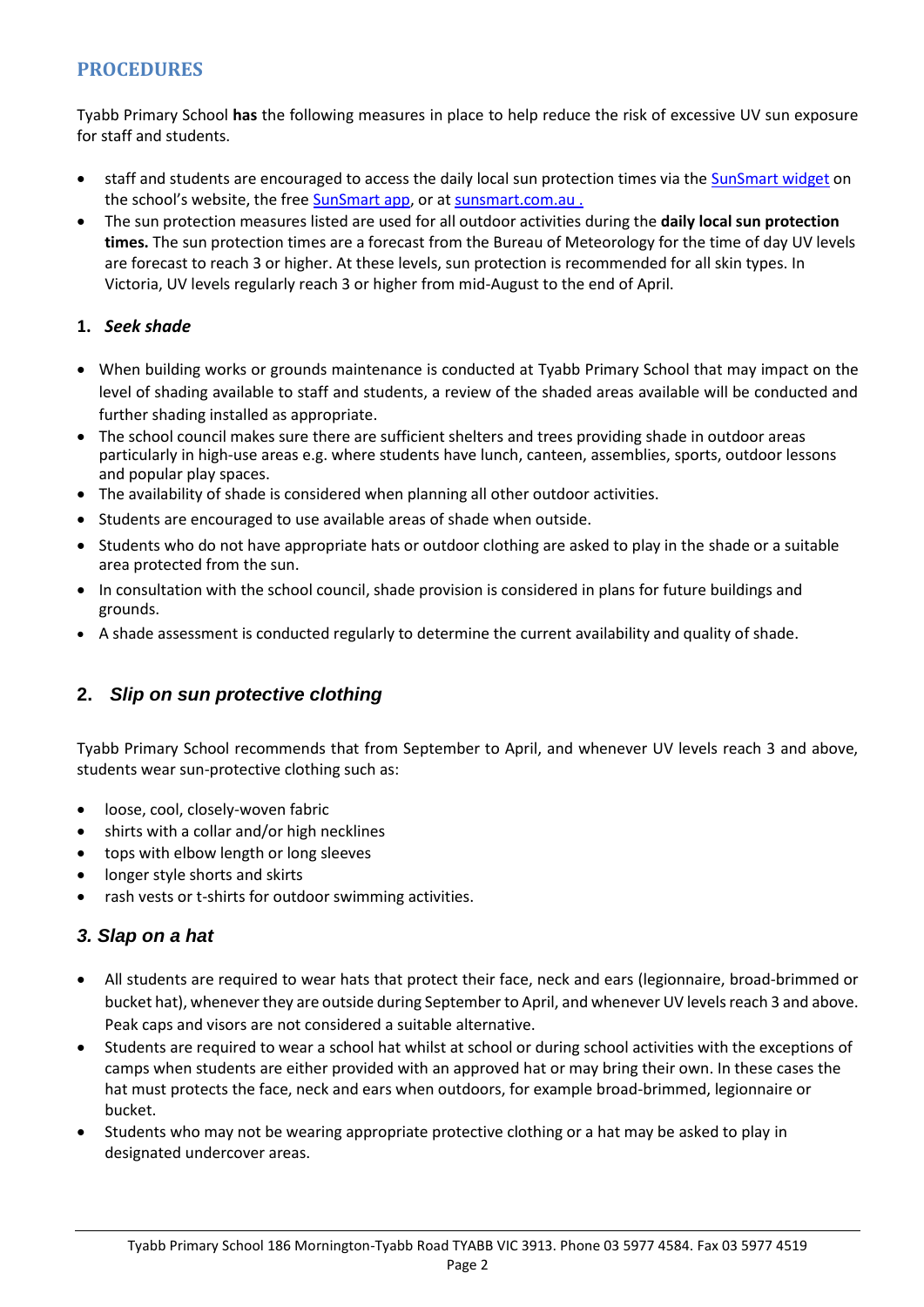## PROCEDURES

Tyabb Primary School **has** the following measures in place to help reduce the risk of excessive UV sun exposure for staff and students.

- staff and students are encouraged to access the daily local sun protection times via the [SunSmart widget] on the school's website, the free [SunSmart app], or at [sunsmart.com.au .]
- The sun protection measures listed are used for all outdoor activities during the **daily local sun protection times.** The sun protection times are a forecast from the Bureau of Meteorology for the time of day UV levels are forecast to reach 3 or higher. At these levels, sun protection is recommended for all skin types. In Victoria, UV levels regularly reach 3 or higher from mid-August to the end of April.

### 1. *Seek shade*

- When building works or grounds maintenance is conducted at Tyabb Primary School that may impact on the level of shading available to staff and students, a review of the shaded areas available will be conducted and further shading installed as appropriate.
- The school council makes sure there are sufficient shelters and trees providing shade in outdoor areas particularly in high-use areas e.g. where students have lunch, canteen, assemblies, sports, outdoor lessons and popular play spaces.
- The availability of shade is considered when planning all other outdoor activities.
- Students are encouraged to use available areas of shade when outside.
- Students who do not have appropriate hats or outdoor clothing are asked to play in the shade or a suitable area protected from the sun.
- In consultation with the school council, shade provision is considered in plans for future buildings and grounds.
- A shade assessment is conducted regularly to determine the current availability and quality of shade.

### 2. *Slip on sun protective clothing*

Tyabb Primary School recommends that from September to April, and whenever UV levels reach 3 and above, students wear sun-protective clothing such as:

- loose, cool, closely-woven fabric
- shirts with a collar and/or high necklines
- tops with elbow length or long sleeves
- longer style shorts and skirts
- rash vests or t-shirts for outdoor swimming activities.

### *3. Slap on a hat*

- All students are required to wear hats that protect their face, neck and ears (legionnaire, broad-brimmed or bucket hat), whenever they are outside during September to April, and whenever UV levels reach 3 and above. Peak caps and visors are not considered a suitable alternative.
- Students are required to wear a school hat whilst at school or during school activities with the exceptions of camps when students are either provided with an approved hat or may bring their own. In these cases the hat must protects the face, neck and ears when outdoors, for example broad-brimmed, legionnaire or bucket.
- Students who may not be wearing appropriate protective clothing or a hat may be asked to play in designated undercover areas.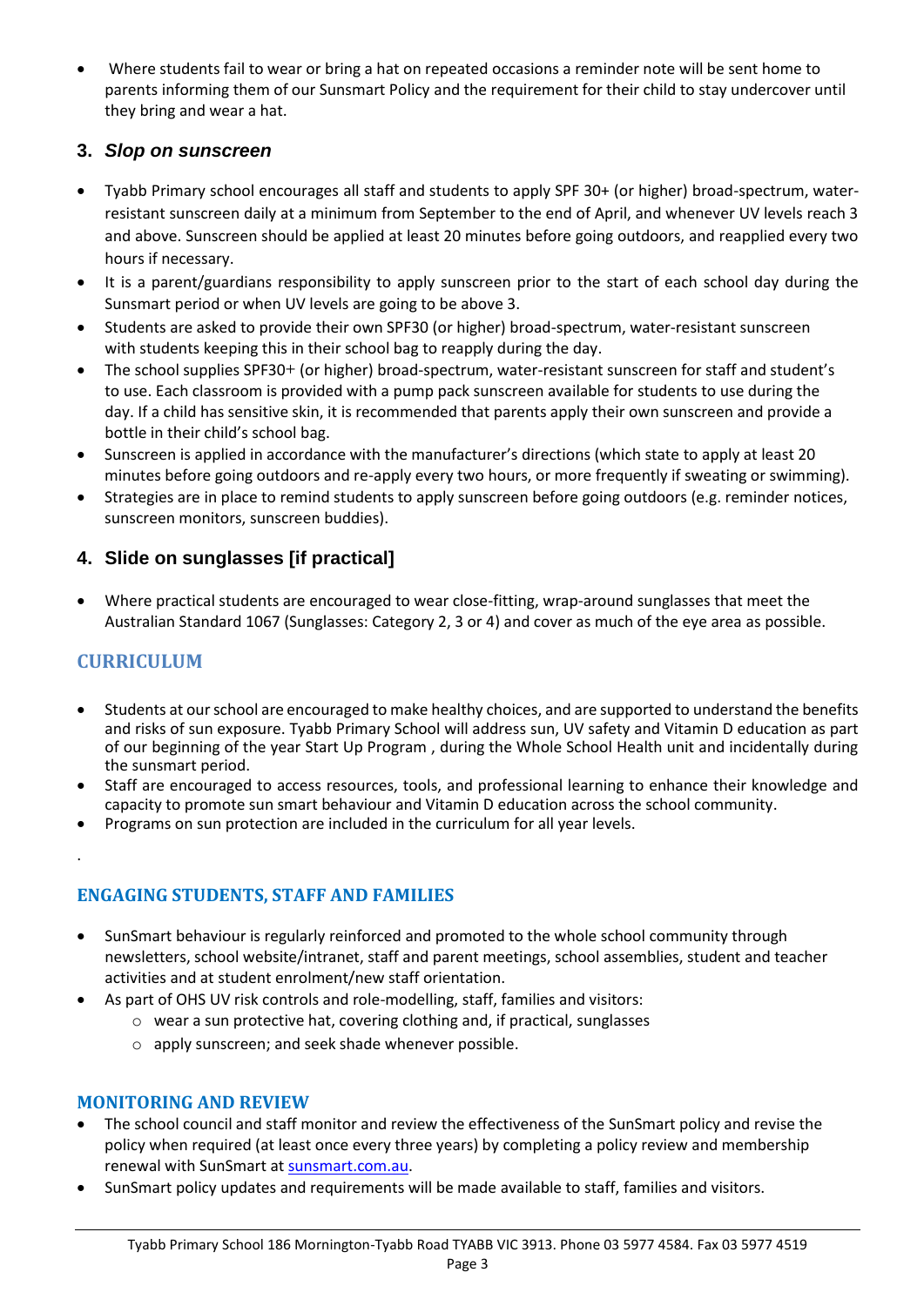- Where students fail to wear or bring a hat on repeated occasions a reminder note will be sent home to parents informing them of our Sunsmart Policy and the requirement for their child to stay undercover until they bring and wear a hat.

### 3. *Slop on sunscreen*

- Tyabb Primary school encourages all staff and students to apply SPF 30+ (or higher) broad-spectrum, water-resistant sunscreen daily at a minimum from September to the end of April, and whenever UV levels reach 3 and above. Sunscreen should be applied at least 20 minutes before going outdoors, and reapplied every two hours if necessary.
- It is a parent/guardians responsibility to apply sunscreen prior to the start of each school day during the Sunsmart period or when UV levels are going to be above 3.
- Students are asked to provide their own SPF30 (or higher) broad-spectrum, water-resistant sunscreen with students keeping this in their school bag to reapply during the day.
- The school supplies SPF30+ (or higher) broad-spectrum, water-resistant sunscreen for staff and student's to use. Each classroom is provided with a pump pack sunscreen available for students to use during the day. If a child has sensitive skin, it is recommended that parents apply their own sunscreen and provide a bottle in their child's school bag.
- Sunscreen is applied in accordance with the manufacturer's directions (which state to apply at least 20 minutes before going outdoors and re-apply every two hours, or more frequently if sweating or swimming).
- Strategies are in place to remind students to apply sunscreen before going outdoors (e.g. reminder notices, sunscreen monitors, sunscreen buddies).

### 4. Slide on sunglasses [if practical]

- Where practical students are encouraged to wear close-fitting, wrap-around sunglasses that meet the Australian Standard 1067 (Sunglasses: Category 2, 3 or 4) and cover as much of the eye area as possible.

## CURRICULUM

- Students at our school are encouraged to make healthy choices, and are supported to understand the benefits and risks of sun exposure. Tyabb Primary School will address sun, UV safety and Vitamin D education as part of our beginning of the year Start Up Program , during the Whole School Health unit and incidentally during the sunsmart period.
- Staff are encouraged to access resources, tools, and professional learning to enhance their knowledge and capacity to promote sun smart behaviour and Vitamin D education across the school community.
- Programs on sun protection are included in the curriculum for all year levels.

.

## ENGAGING STUDENTS, STAFF AND FAMILIES

- SunSmart behaviour is regularly reinforced and promoted to the whole school community through newsletters, school website/intranet, staff and parent meetings, school assemblies, student and teacher activities and at student enrolment/new staff orientation.
- As part of OHS UV risk controls and role-modelling, staff, families and visitors:
  - wear a sun protective hat, covering clothing and, if practical, sunglasses
  - apply sunscreen; and seek shade whenever possible.

## MONITORING AND REVIEW

- The school council and staff monitor and review the effectiveness of the SunSmart policy and revise the policy when required (at least once every three years) by completing a policy review and membership renewal with SunSmart at sunsmart.com.au.
- SunSmart policy updates and requirements will be made available to staff, families and visitors.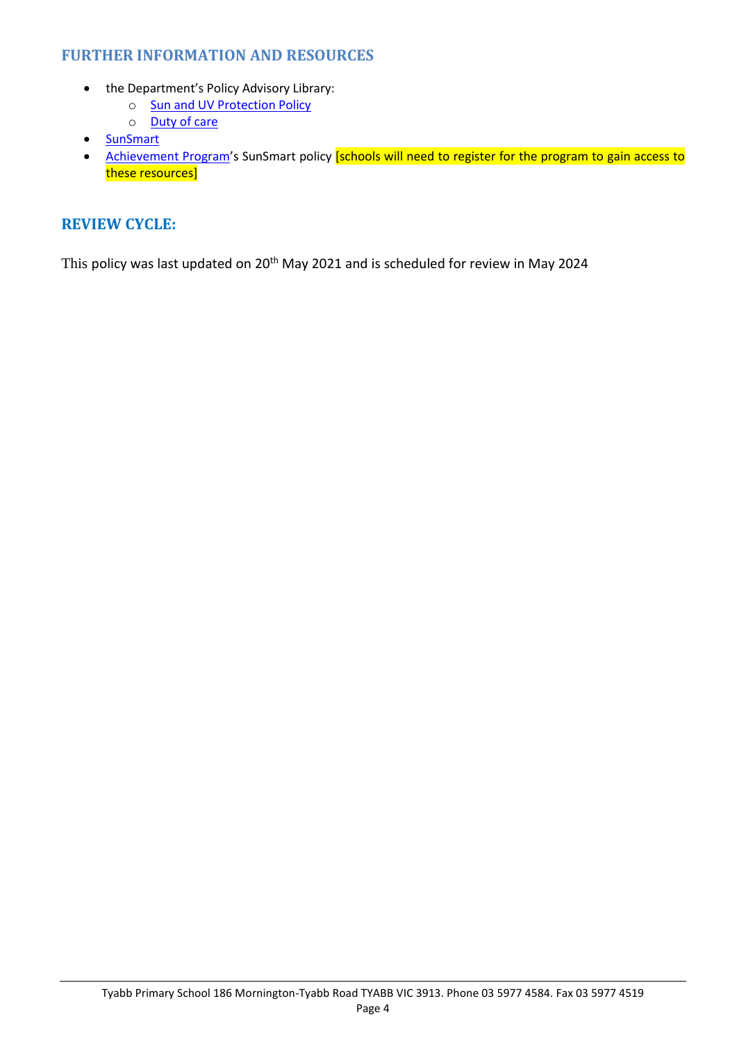## FURTHER INFORMATION AND RESOURCES

- the Department's Policy Advisory Library:
  - Sun and UV Protection Policy
  - Duty of care
- SunSmart
- Achievement Program's SunSmart policy [schools will need to register for the program to gain access to these resources]

## REVIEW CYCLE:

This policy was last updated on 20th May 2021 and is scheduled for review in May 2024